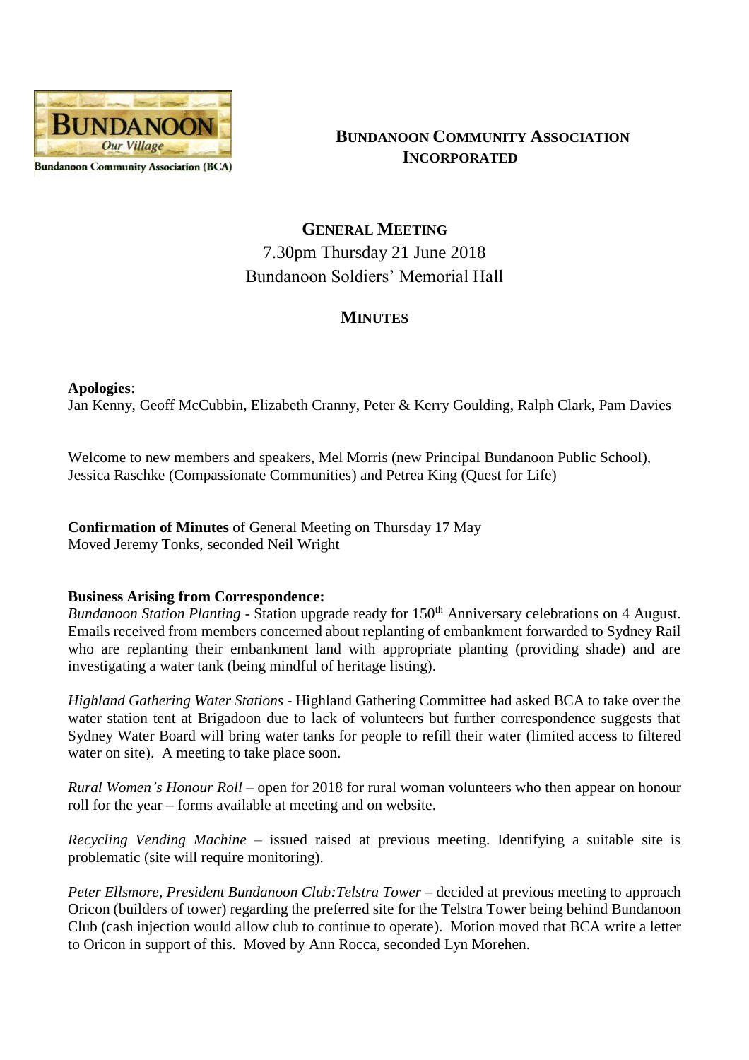Bundanoon Community Association (BCA)

# BUNDANOON COMMUNITY ASSOCIATION INCORPORATED

## GENERAL MEETING

7.30pm Thursday 21 June 2018

Bundanoon Soldiers' Memorial Hall

## MINUTES

**Apologies**:
Jan Kenny, Geoff McCubbin, Elizabeth Cranny, Peter & Kerry Goulding, Ralph Clark, Pam Davies

Welcome to new members and speakers, Mel Morris (new Principal Bundanoon Public School), Jessica Raschke (Compassionate Communities) and Petrea King (Quest for Life)

**Confirmation of Minutes** of General Meeting on Thursday 17 May
Moved Jeremy Tonks, seconded Neil Wright

**Business Arising from Correspondence:**

*Bundanoon Station Planting* - Station upgrade ready for 150th Anniversary celebrations on 4 August. Emails received from members concerned about replanting of embankment forwarded to Sydney Rail who are replanting their embankment land with appropriate planting (providing shade) and are investigating a water tank (being mindful of heritage listing).

*Highland Gathering Water Stations* - Highland Gathering Committee had asked BCA to take over the water station tent at Brigadoon due to lack of volunteers but further correspondence suggests that Sydney Water Board will bring water tanks for people to refill their water (limited access to filtered water on site). A meeting to take place soon.

*Rural Women's Honour Roll* – open for 2018 for rural woman volunteers who then appear on honour roll for the year – forms available at meeting and on website.

*Recycling Vending Machine* – issued raised at previous meeting. Identifying a suitable site is problematic (site will require monitoring).

*Peter Ellsmore, President Bundanoon Club:Telstra Tower* – decided at previous meeting to approach Oricon (builders of tower) regarding the preferred site for the Telstra Tower being behind Bundanoon Club (cash injection would allow club to continue to operate). Motion moved that BCA write a letter to Oricon in support of this. Moved by Ann Rocca, seconded Lyn Morehen.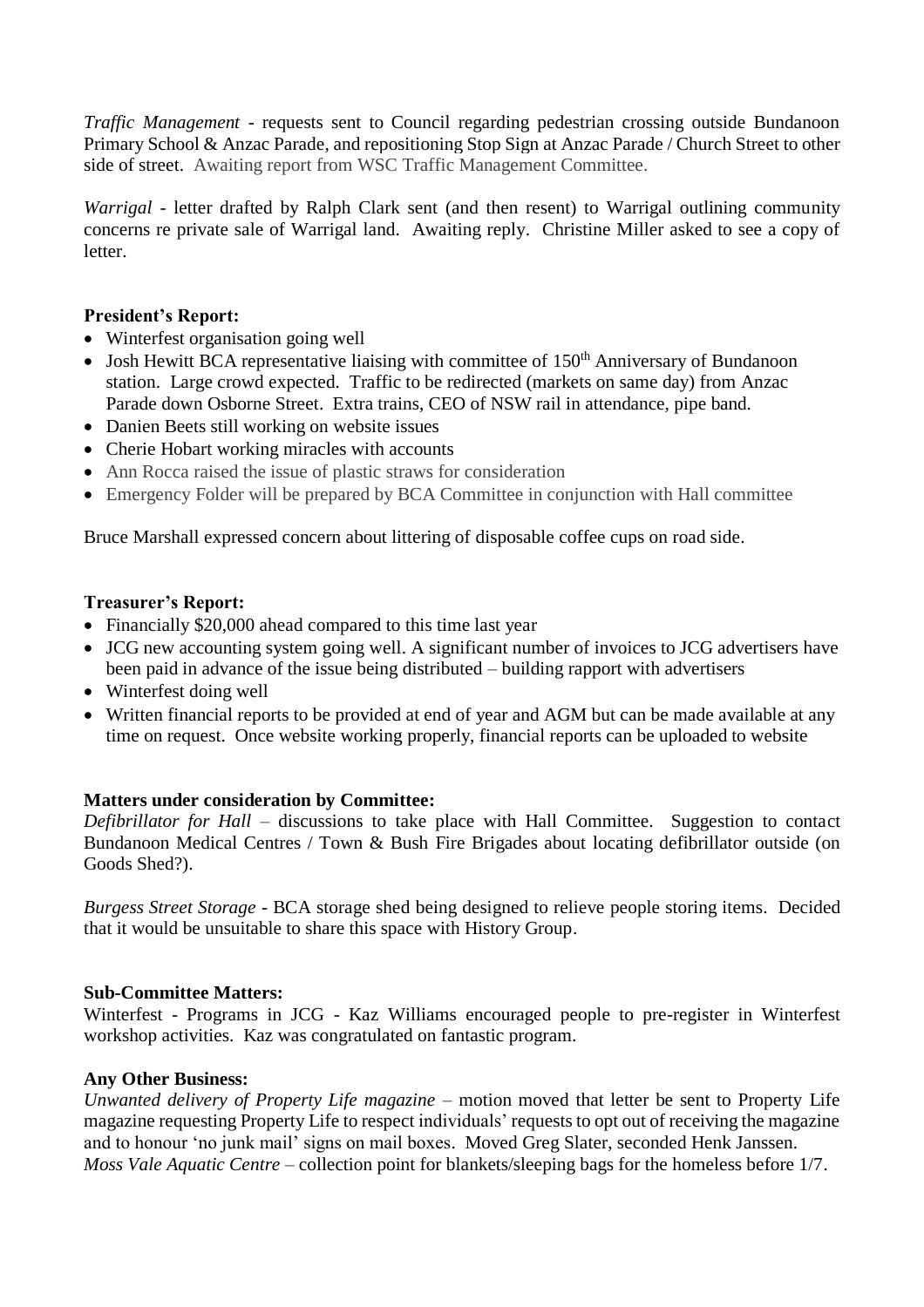*Traffic Management* - requests sent to Council regarding pedestrian crossing outside Bundanoon Primary School & Anzac Parade, and repositioning Stop Sign at Anzac Parade / Church Street to other side of street. Awaiting report from WSC Traffic Management Committee.

*Warrigal* - letter drafted by Ralph Clark sent (and then resent) to Warrigal outlining community concerns re private sale of Warrigal land. Awaiting reply. Christine Miller asked to see a copy of letter.

**President's Report:**

- Winterfest organisation going well
- Josh Hewitt BCA representative liaising with committee of 150th Anniversary of Bundanoon station. Large crowd expected. Traffic to be redirected (markets on same day) from Anzac Parade down Osborne Street. Extra trains, CEO of NSW rail in attendance, pipe band.
- Danien Beets still working on website issues
- Cherie Hobart working miracles with accounts
- Ann Rocca raised the issue of plastic straws for consideration
- Emergency Folder will be prepared by BCA Committee in conjunction with Hall committee

Bruce Marshall expressed concern about littering of disposable coffee cups on road side.

**Treasurer's Report:**

- Financially $20,000 ahead compared to this time last year
- JCG new accounting system going well. A significant number of invoices to JCG advertisers have been paid in advance of the issue being distributed – building rapport with advertisers
- Winterfest doing well
- Written financial reports to be provided at end of year and AGM but can be made available at any time on request. Once website working properly, financial reports can be uploaded to website

**Matters under consideration by Committee:**

*Defibrillator for Hall* – discussions to take place with Hall Committee. Suggestion to contact Bundanoon Medical Centres / Town & Bush Fire Brigades about locating defibrillator outside (on Goods Shed?).

*Burgess Street Storage* - BCA storage shed being designed to relieve people storing items. Decided that it would be unsuitable to share this space with History Group.

**Sub-Committee Matters:**

Winterfest - Programs in JCG - Kaz Williams encouraged people to pre-register in Winterfest workshop activities. Kaz was congratulated on fantastic program.

**Any Other Business:**

*Unwanted delivery of Property Life magazine* – motion moved that letter be sent to Property Life magazine requesting Property Life to respect individuals' requests to opt out of receiving the magazine and to honour 'no junk mail' signs on mail boxes. Moved Greg Slater, seconded Henk Janssen.
*Moss Vale Aquatic Centre* – collection point for blankets/sleeping bags for the homeless before 1/7.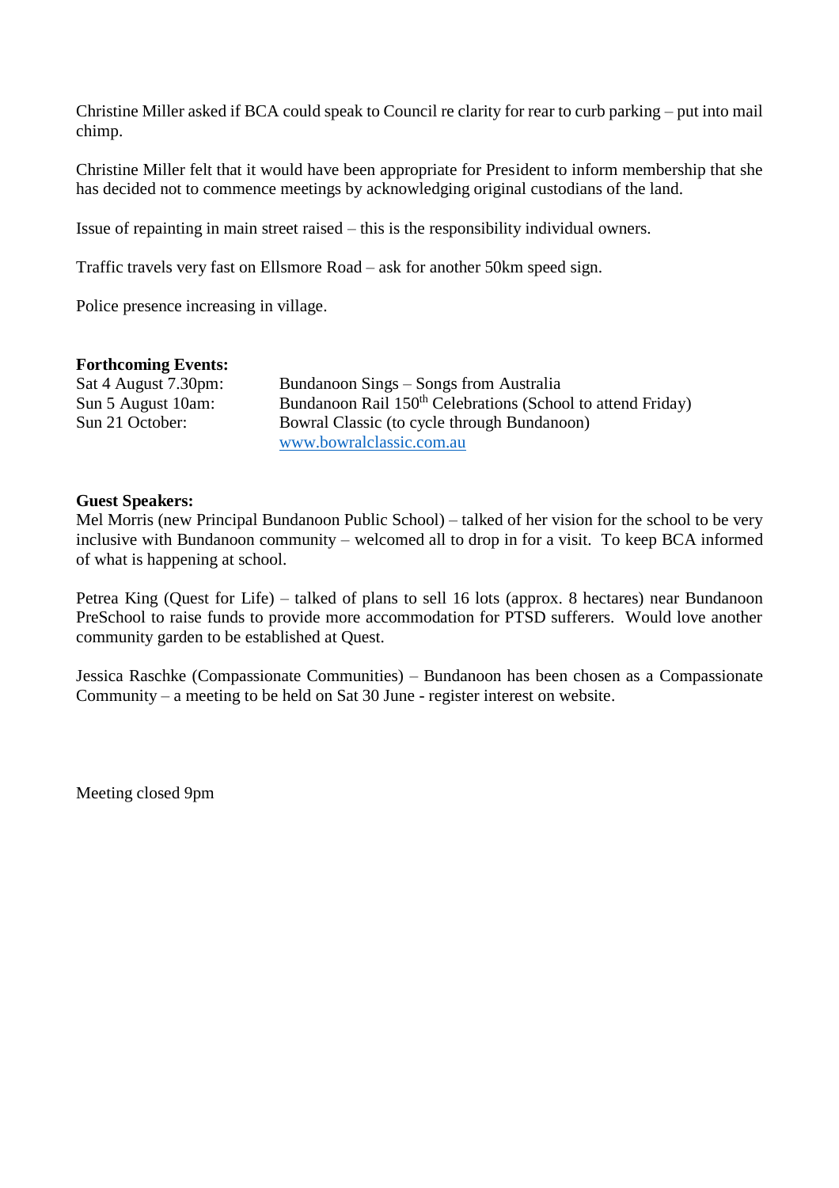Christine Miller asked if BCA could speak to Council re clarity for rear to curb parking – put into mail chimp.

Christine Miller felt that it would have been appropriate for President to inform membership that she has decided not to commence meetings by acknowledging original custodians of the land.

Issue of repainting in main street raised – this is the responsibility individual owners.

Traffic travels very fast on Ellsmore Road – ask for another 50km speed sign.

Police presence increasing in village.

**Forthcoming Events:**

| | |
|---|---|
| Sat 4 August 7.30pm: | Bundanoon Sings – Songs from Australia |
| Sun 5 August 10am: | Bundanoon Rail 150th Celebrations (School to attend Friday) |
| Sun 21 October: | Bowral Classic (to cycle through Bundanoon) www.bowralclassic.com.au |

**Guest Speakers:**

Mel Morris (new Principal Bundanoon Public School) – talked of her vision for the school to be very inclusive with Bundanoon community – welcomed all to drop in for a visit. To keep BCA informed of what is happening at school.

Petrea King (Quest for Life) – talked of plans to sell 16 lots (approx. 8 hectares) near Bundanoon PreSchool to raise funds to provide more accommodation for PTSD sufferers. Would love another community garden to be established at Quest.

Jessica Raschke (Compassionate Communities) – Bundanoon has been chosen as a Compassionate Community – a meeting to be held on Sat 30 June - register interest on website.

Meeting closed 9pm